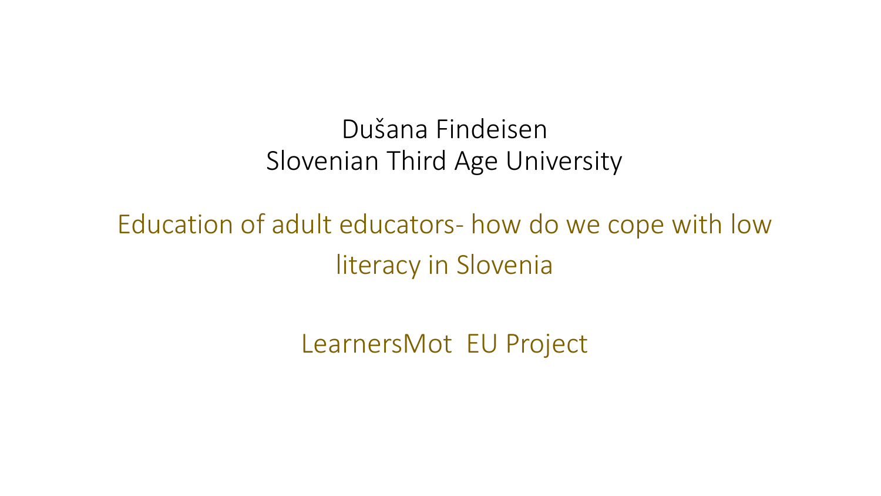Dušana Findeisen
Slovenian Third Age University

# Education of adult educators- how do we cope with low literacy in Slovenia

## LearnersMot EU Project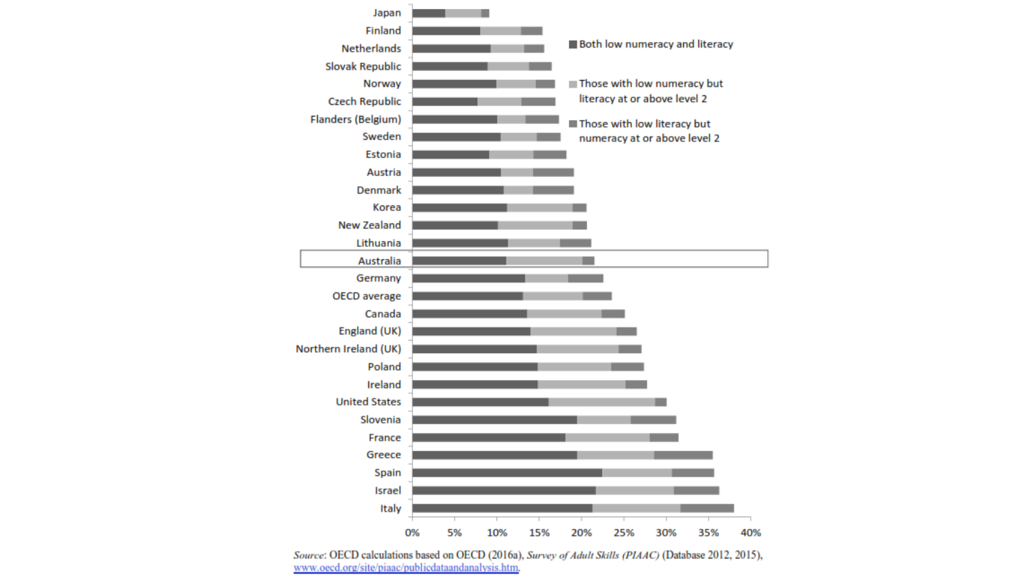*Source*: OECD calculations based on OECD (2016a), *Survey of Adult Skills (PIAAC)* (Database 2012, 2015), www.oecd.org/site/piaac/publicdataandanalysis.htm.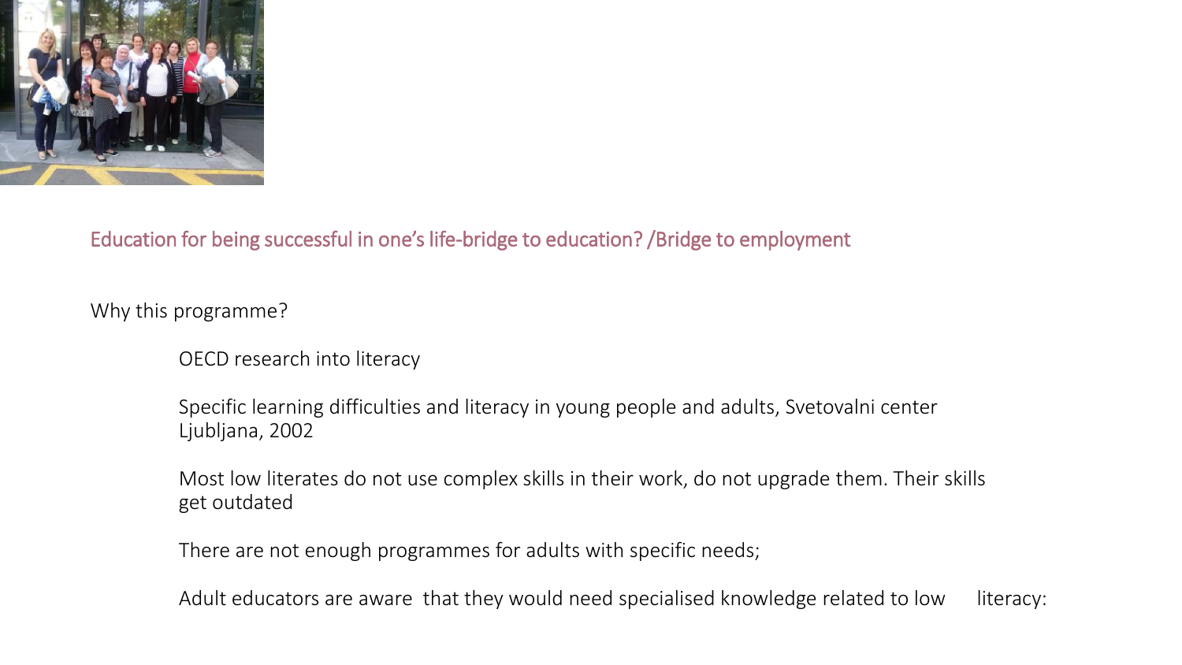## Education for being successful in one's life-bridge to education? /Bridge to employment

Why this programme?

- OECD research into literacy
- Specific learning difficulties and literacy in young people and adults, Svetovalni center Ljubljana, 2002
- Most low literates do not use complex skills in their work, do not upgrade them. Their skills get outdated
- There are not enough programmes for adults with specific needs;
- Adult educators are aware that they would need specialised knowledge related to low literacy: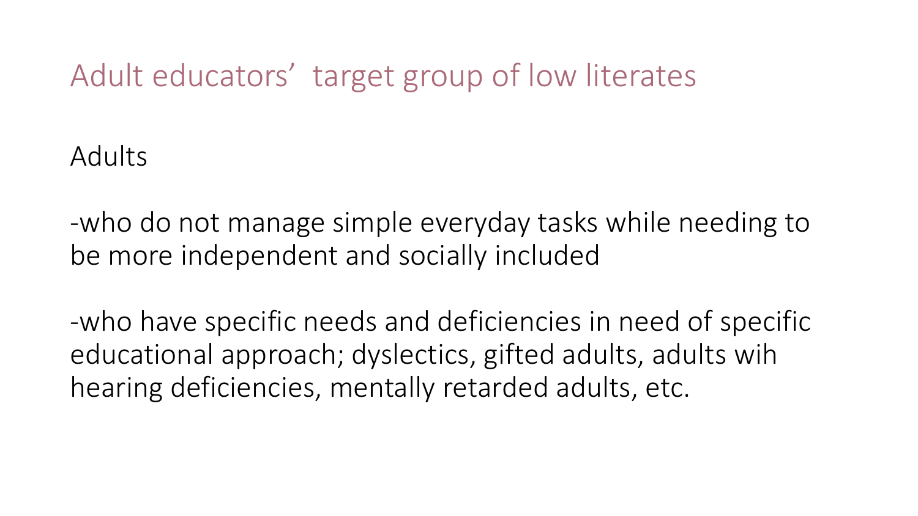# Adult educators' target group of low literates

Adults

-who do not manage simple everyday tasks while needing to be more independent and socially included

-who have specific needs and deficiencies in need of specific educational approach; dyslectics, gifted adults, adults wih hearing deficiencies, mentally retarded adults, etc.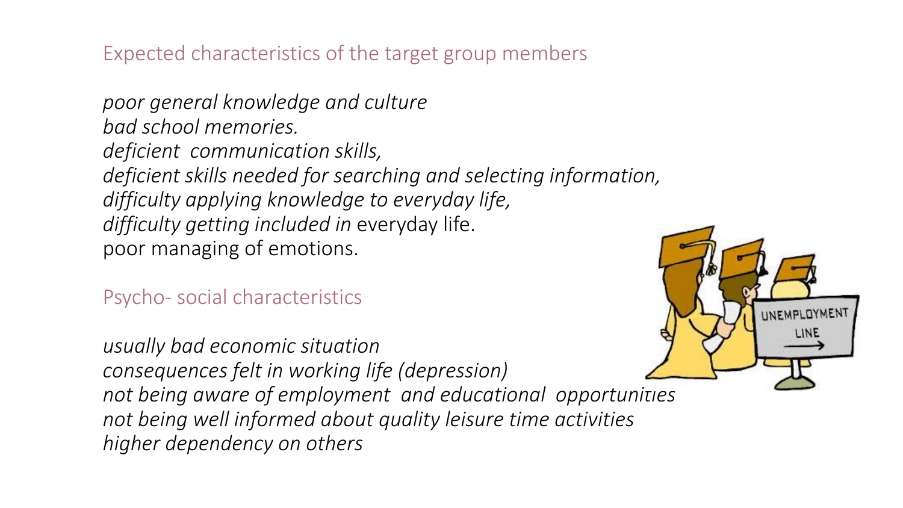## Expected characteristics of the target group members

*poor general knowledge and culture*
*bad school memories.*
*deficient communication skills,*
*deficient skills needed for searching and selecting information,*
*difficulty applying knowledge to everyday life,*
*difficulty getting included in* everyday life.
poor managing of emotions.

## Psycho- social characteristics

*usually bad economic situation*
*consequences felt in working life (depression)*
*not being aware of employment and educational opportunities*
*not being well informed about quality leisure time activities*
*higher dependency on others*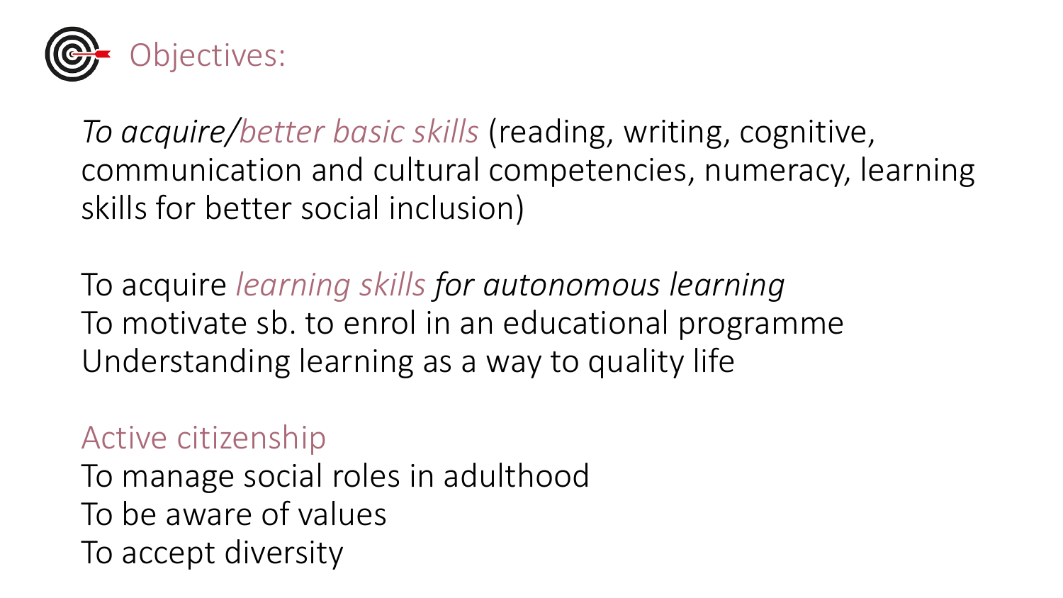# Objectives:

*To acquire/better basic skills* (reading, writing, cognitive, communication and cultural competencies, numeracy, learning skills for better social inclusion)

To acquire *learning skills for autonomous learning*
To motivate sb. to enrol in an educational programme
Understanding learning as a way to quality life

Active citizenship
To manage social roles in adulthood
To be aware of values
To accept diversity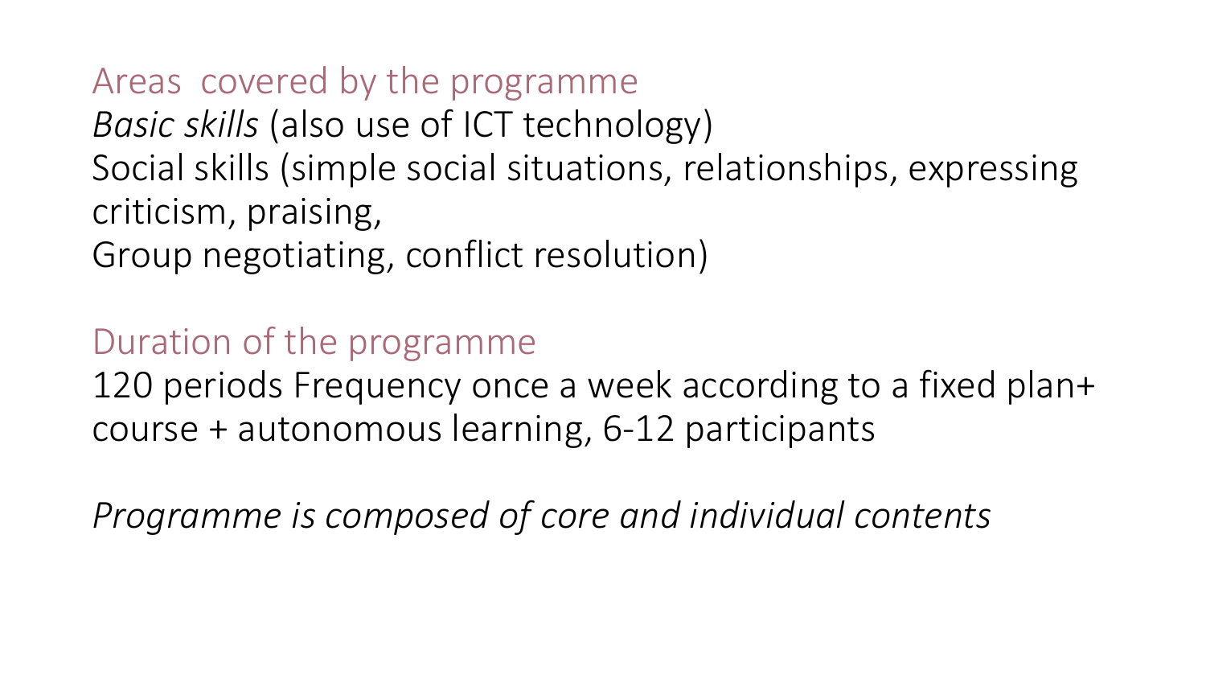## Areas covered by the programme

*Basic skills* (also use of ICT technology)
Social skills (simple social situations, relationships, expressing criticism, praising,
Group negotiating, conflict resolution)

## Duration of the programme

120 periods Frequency once a week according to a fixed plan+ course + autonomous learning, 6-12 participants

*Programme is composed of core and individual contents*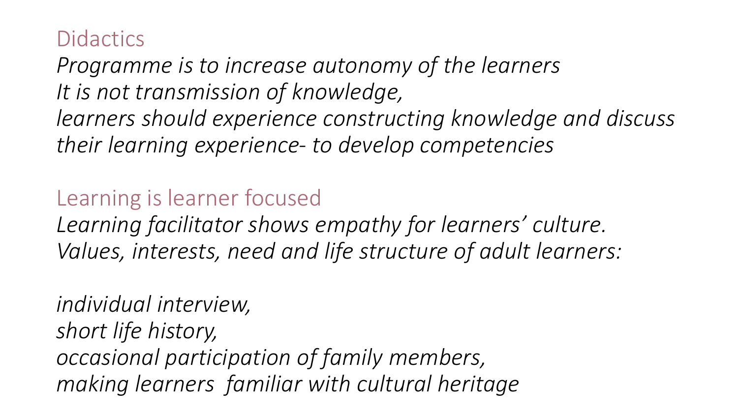## Didactics

*Programme is to increase autonomy of the learners*
*It is not transmission of knowledge,*
*learners should experience constructing knowledge and discuss their learning experience- to develop competencies*

## Learning is learner focused

*Learning facilitator shows empathy for learners' culture.*
*Values, interests, need and life structure of adult learners:*

*individual interview,*
*short life history,*
*occasional participation of family members,*
*making learners familiar with cultural heritage*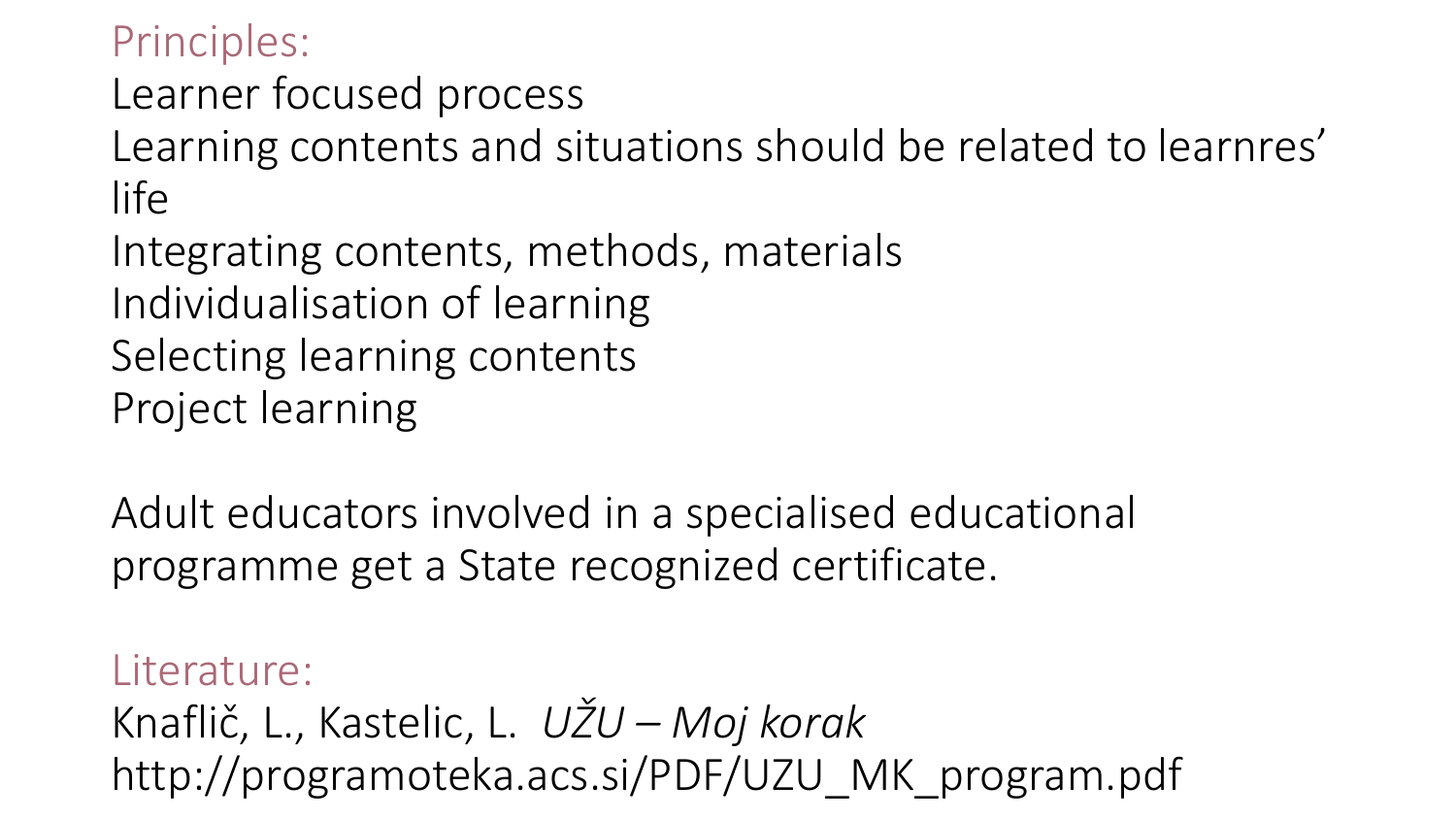## Principles:

Learner focused process

Learning contents and situations should be related to learnres' life

Integrating contents, methods, materials

Individualisation of learning

Selecting learning contents

Project learning

Adult educators involved in a specialised educational programme get a State recognized certificate.

## Literature:

Knaflič, L., Kastelic, L. *UŽU – Moj korak*

http://programoteka.acs.si/PDF/UZU_MK_program.pdf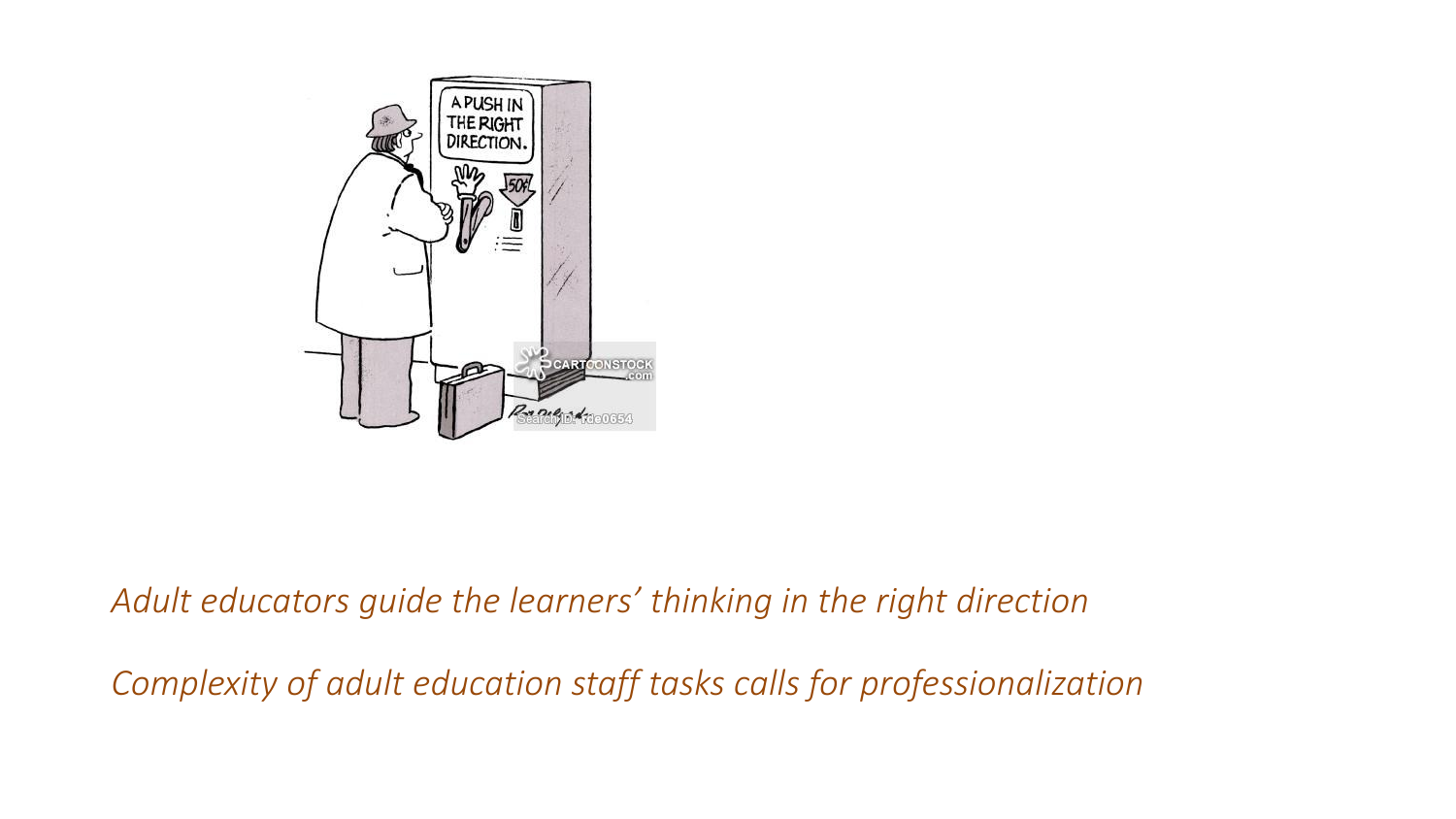*Adult educators guide the learners' thinking in the right direction*

*Complexity of adult education staff tasks calls for professionalization*